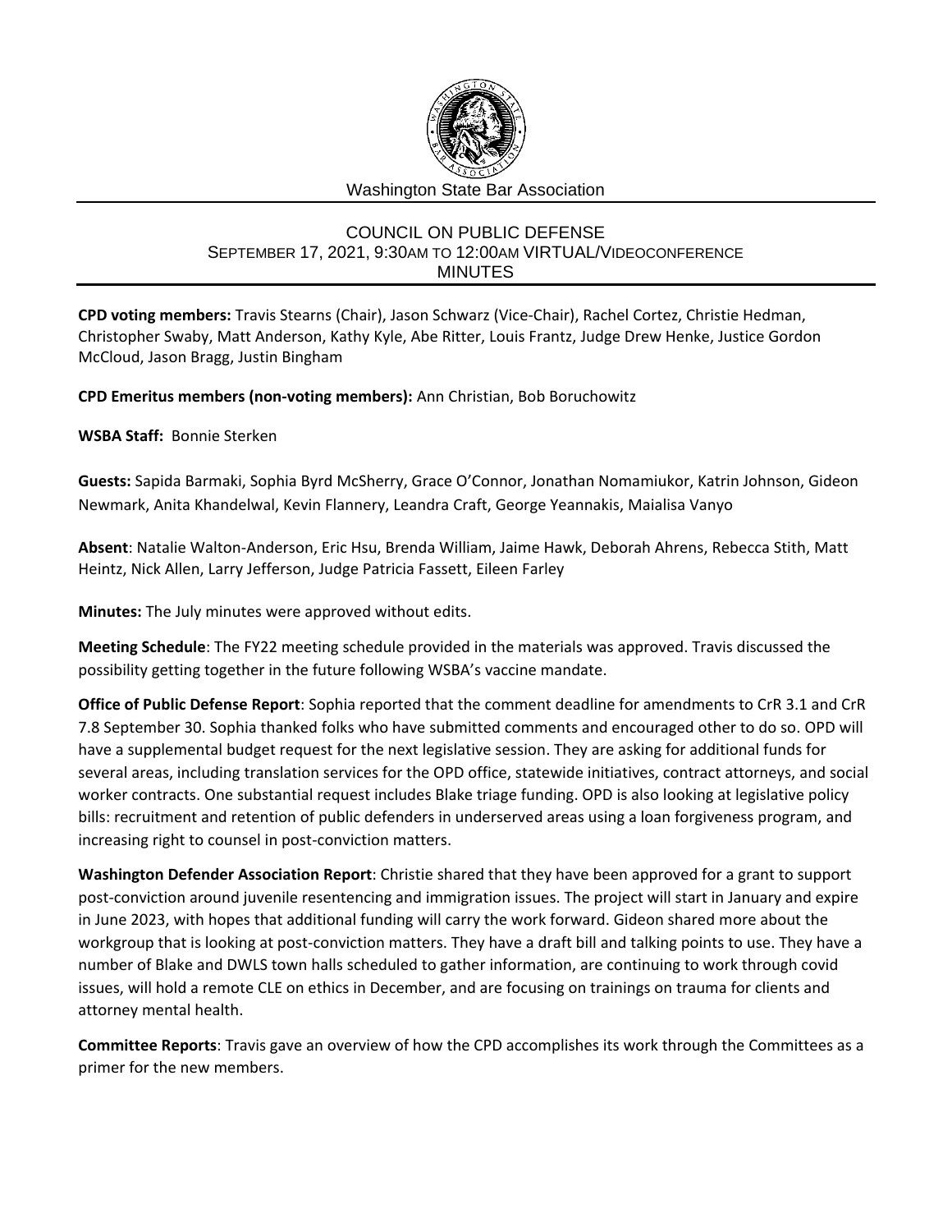Washington State Bar Association

# COUNCIL ON PUBLIC DEFENSE
## SEPTEMBER 17, 2021, 9:30AM TO 12:00AM VIRTUAL/VIDEOCONFERENCE
## MINUTES

**CPD voting members:** Travis Stearns (Chair), Jason Schwarz (Vice-Chair), Rachel Cortez, Christie Hedman, Christopher Swaby, Matt Anderson, Kathy Kyle, Abe Ritter, Louis Frantz, Judge Drew Henke, Justice Gordon McCloud, Jason Bragg, Justin Bingham

**CPD Emeritus members (non-voting members):** Ann Christian, Bob Boruchowitz

**WSBA Staff:** Bonnie Sterken

**Guests:** Sapida Barmaki, Sophia Byrd McSherry, Grace O'Connor, Jonathan Nomamiukor, Katrin Johnson, Gideon Newmark, Anita Khandelwal, Kevin Flannery, Leandra Craft, George Yeannakis, Maialisa Vanyo

**Absent**: Natalie Walton-Anderson, Eric Hsu, Brenda William, Jaime Hawk, Deborah Ahrens, Rebecca Stith, Matt Heintz, Nick Allen, Larry Jefferson, Judge Patricia Fassett, Eileen Farley

**Minutes:** The July minutes were approved without edits.

**Meeting Schedule**: The FY22 meeting schedule provided in the materials was approved. Travis discussed the possibility getting together in the future following WSBA's vaccine mandate.

**Office of Public Defense Report**: Sophia reported that the comment deadline for amendments to CrR 3.1 and CrR 7.8 September 30. Sophia thanked folks who have submitted comments and encouraged other to do so. OPD will have a supplemental budget request for the next legislative session. They are asking for additional funds for several areas, including translation services for the OPD office, statewide initiatives, contract attorneys, and social worker contracts. One substantial request includes Blake triage funding. OPD is also looking at legislative policy bills: recruitment and retention of public defenders in underserved areas using a loan forgiveness program, and increasing right to counsel in post-conviction matters.

**Washington Defender Association Report**: Christie shared that they have been approved for a grant to support post-conviction around juvenile resentencing and immigration issues. The project will start in January and expire in June 2023, with hopes that additional funding will carry the work forward. Gideon shared more about the workgroup that is looking at post-conviction matters. They have a draft bill and talking points to use. They have a number of Blake and DWLS town halls scheduled to gather information, are continuing to work through covid issues, will hold a remote CLE on ethics in December, and are focusing on trainings on trauma for clients and attorney mental health.

**Committee Reports**: Travis gave an overview of how the CPD accomplishes its work through the Committees as a primer for the new members.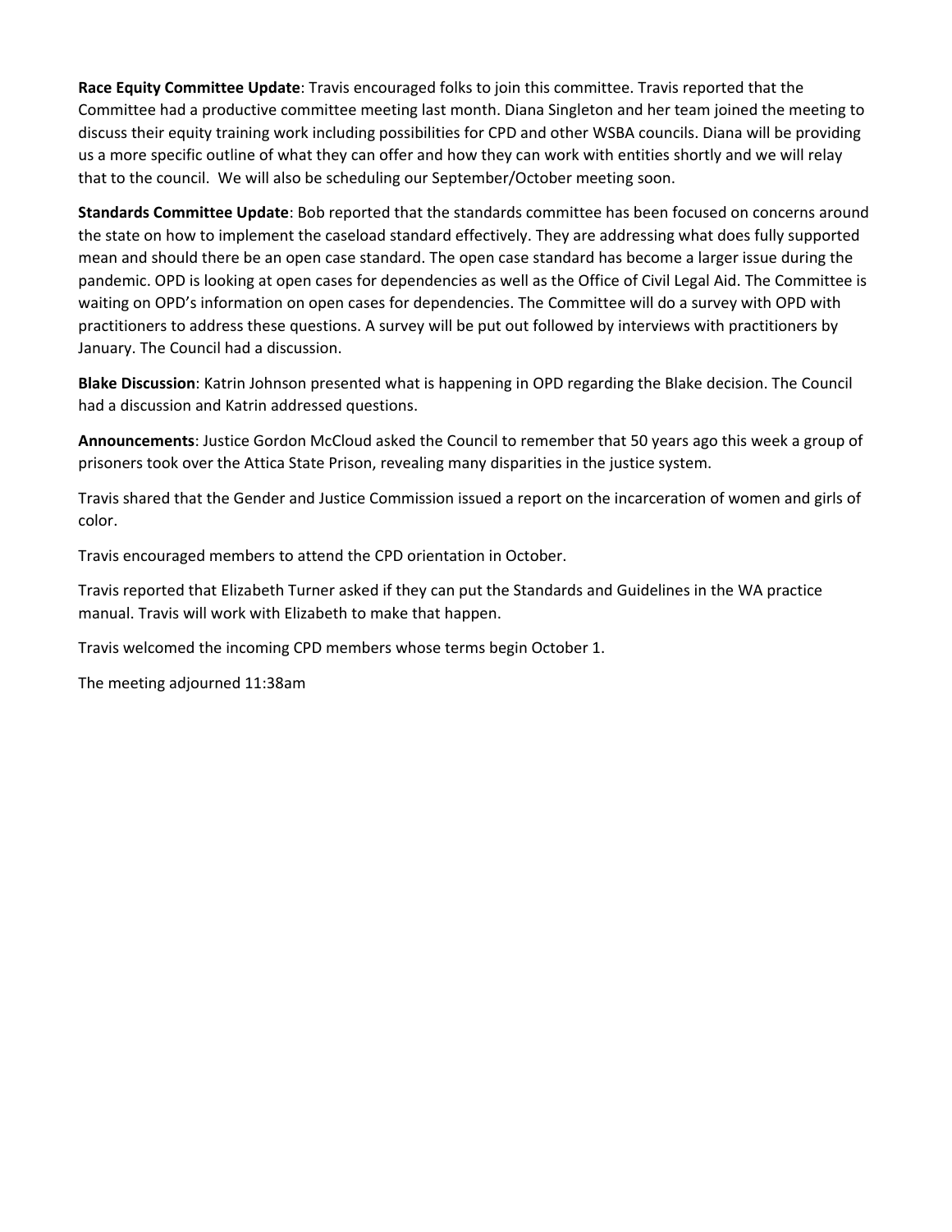**Race Equity Committee Update**: Travis encouraged folks to join this committee. Travis reported that the Committee had a productive committee meeting last month. Diana Singleton and her team joined the meeting to discuss their equity training work including possibilities for CPD and other WSBA councils. Diana will be providing us a more specific outline of what they can offer and how they can work with entities shortly and we will relay that to the council.  We will also be scheduling our September/October meeting soon.

**Standards Committee Update**: Bob reported that the standards committee has been focused on concerns around the state on how to implement the caseload standard effectively. They are addressing what does fully supported mean and should there be an open case standard. The open case standard has become a larger issue during the pandemic. OPD is looking at open cases for dependencies as well as the Office of Civil Legal Aid. The Committee is waiting on OPD's information on open cases for dependencies. The Committee will do a survey with OPD with practitioners to address these questions. A survey will be put out followed by interviews with practitioners by January. The Council had a discussion.

**Blake Discussion**: Katrin Johnson presented what is happening in OPD regarding the Blake decision. The Council had a discussion and Katrin addressed questions.

**Announcements**: Justice Gordon McCloud asked the Council to remember that 50 years ago this week a group of prisoners took over the Attica State Prison, revealing many disparities in the justice system.

Travis shared that the Gender and Justice Commission issued a report on the incarceration of women and girls of color.

Travis encouraged members to attend the CPD orientation in October.

Travis reported that Elizabeth Turner asked if they can put the Standards and Guidelines in the WA practice manual. Travis will work with Elizabeth to make that happen.

Travis welcomed the incoming CPD members whose terms begin October 1.

The meeting adjourned 11:38am